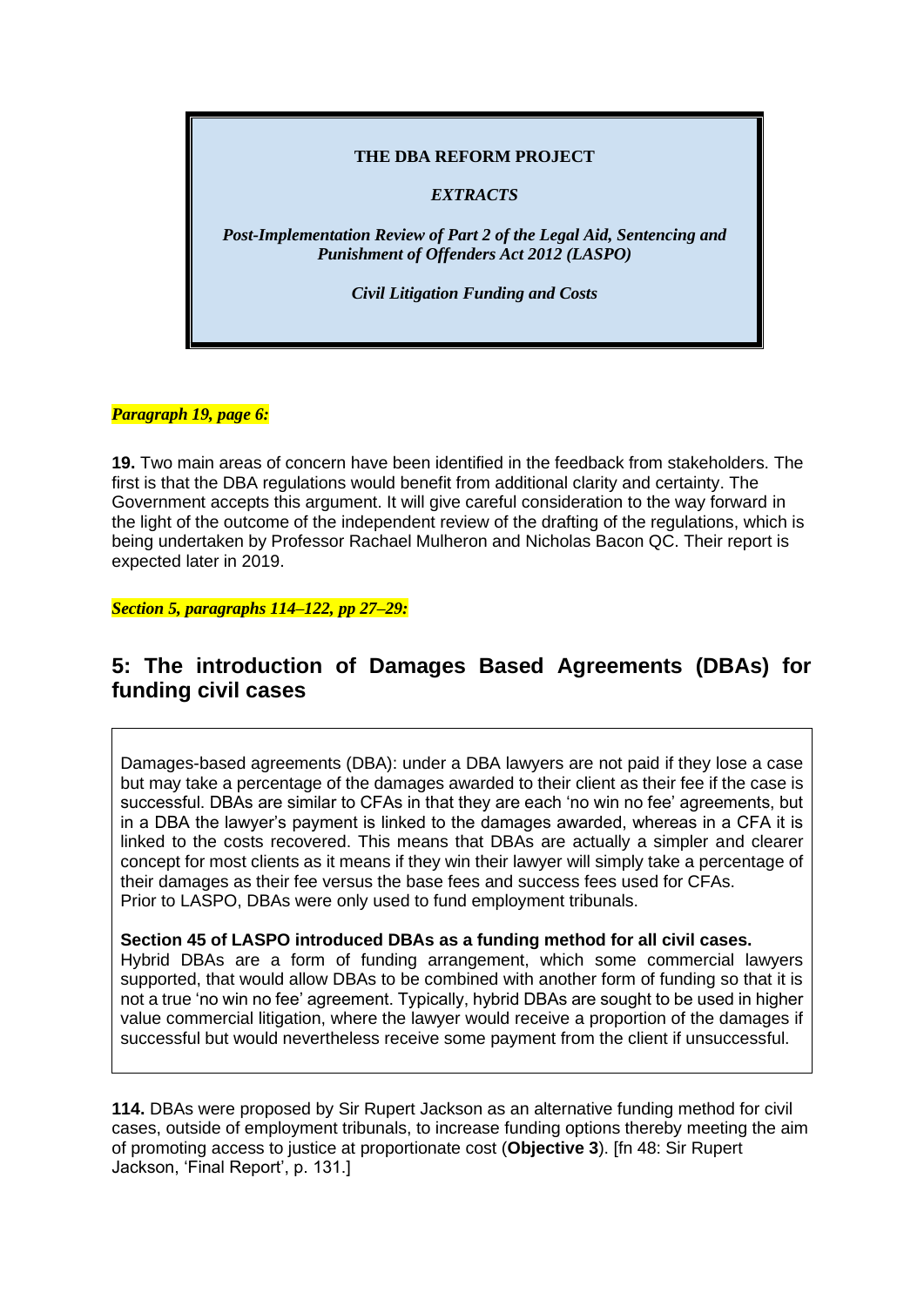**THE DBA REFORM PROJECT**

***EXTRACTS***

***Post-Implementation Review of Part 2 of the Legal Aid, Sentencing and Punishment of Offenders Act 2012 (LASPO)***

***Civil Litigation Funding and Costs***

***Paragraph 19, page 6:***

**19.** Two main areas of concern have been identified in the feedback from stakeholders. The first is that the DBA regulations would benefit from additional clarity and certainty. The Government accepts this argument. It will give careful consideration to the way forward in the light of the outcome of the independent review of the drafting of the regulations, which is being undertaken by Professor Rachael Mulheron and Nicholas Bacon QC. Their report is expected later in 2019.

***Section 5, paragraphs 114–122, pp 27–29:***

## 5: The introduction of Damages Based Agreements (DBAs) for funding civil cases

Damages-based agreements (DBA): under a DBA lawyers are not paid if they lose a case but may take a percentage of the damages awarded to their client as their fee if the case is successful. DBAs are similar to CFAs in that they are each 'no win no fee' agreements, but in a DBA the lawyer's payment is linked to the damages awarded, whereas in a CFA it is linked to the costs recovered. This means that DBAs are actually a simpler and clearer concept for most clients as it means if they win their lawyer will simply take a percentage of their damages as their fee versus the base fees and success fees used for CFAs.
Prior to LASPO, DBAs were only used to fund employment tribunals.

**Section 45 of LASPO introduced DBAs as a funding method for all civil cases.**
Hybrid DBAs are a form of funding arrangement, which some commercial lawyers supported, that would allow DBAs to be combined with another form of funding so that it is not a true 'no win no fee' agreement. Typically, hybrid DBAs are sought to be used in higher value commercial litigation, where the lawyer would receive a proportion of the damages if successful but would nevertheless receive some payment from the client if unsuccessful.

**114.** DBAs were proposed by Sir Rupert Jackson as an alternative funding method for civil cases, outside of employment tribunals, to increase funding options thereby meeting the aim of promoting access to justice at proportionate cost (**Objective 3**). [fn 48: Sir Rupert Jackson, 'Final Report', p. 131.]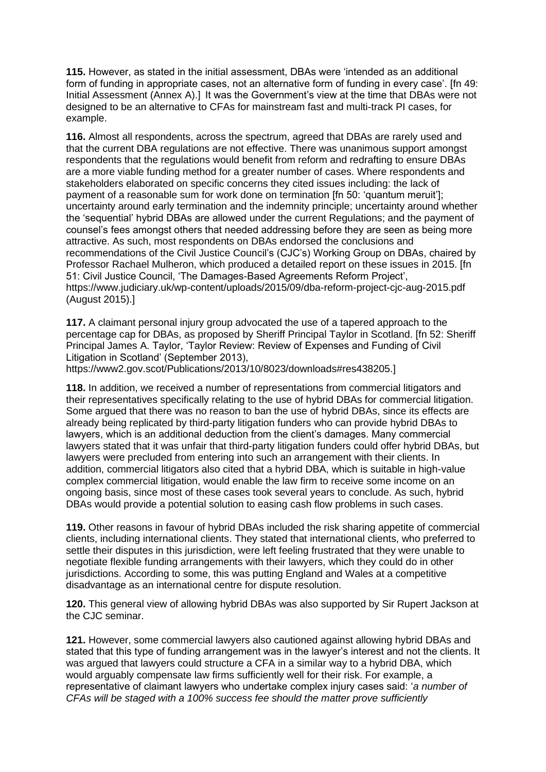**115.** However, as stated in the initial assessment, DBAs were 'intended as an additional form of funding in appropriate cases, not an alternative form of funding in every case'. [fn 49: Initial Assessment (Annex A).] It was the Government's view at the time that DBAs were not designed to be an alternative to CFAs for mainstream fast and multi-track PI cases, for example.

**116.** Almost all respondents, across the spectrum, agreed that DBAs are rarely used and that the current DBA regulations are not effective. There was unanimous support amongst respondents that the regulations would benefit from reform and redrafting to ensure DBAs are a more viable funding method for a greater number of cases. Where respondents and stakeholders elaborated on specific concerns they cited issues including: the lack of payment of a reasonable sum for work done on termination [fn 50: 'quantum meruit']; uncertainty around early termination and the indemnity principle; uncertainty around whether the 'sequential' hybrid DBAs are allowed under the current Regulations; and the payment of counsel's fees amongst others that needed addressing before they are seen as being more attractive. As such, most respondents on DBAs endorsed the conclusions and recommendations of the Civil Justice Council's (CJC's) Working Group on DBAs, chaired by Professor Rachael Mulheron, which produced a detailed report on these issues in 2015. [fn 51: Civil Justice Council, 'The Damages-Based Agreements Reform Project', https://www.judiciary.uk/wp-content/uploads/2015/09/dba-reform-project-cjc-aug-2015.pdf (August 2015).]

**117.** A claimant personal injury group advocated the use of a tapered approach to the percentage cap for DBAs, as proposed by Sheriff Principal Taylor in Scotland. [fn 52: Sheriff Principal James A. Taylor, 'Taylor Review: Review of Expenses and Funding of Civil Litigation in Scotland' (September 2013), https://www2.gov.scot/Publications/2013/10/8023/downloads#res438205.]

**118.** In addition, we received a number of representations from commercial litigators and their representatives specifically relating to the use of hybrid DBAs for commercial litigation. Some argued that there was no reason to ban the use of hybrid DBAs, since its effects are already being replicated by third-party litigation funders who can provide hybrid DBAs to lawyers, which is an additional deduction from the client's damages. Many commercial lawyers stated that it was unfair that third-party litigation funders could offer hybrid DBAs, but lawyers were precluded from entering into such an arrangement with their clients. In addition, commercial litigators also cited that a hybrid DBA, which is suitable in high-value complex commercial litigation, would enable the law firm to receive some income on an ongoing basis, since most of these cases took several years to conclude. As such, hybrid DBAs would provide a potential solution to easing cash flow problems in such cases.

**119.** Other reasons in favour of hybrid DBAs included the risk sharing appetite of commercial clients, including international clients. They stated that international clients, who preferred to settle their disputes in this jurisdiction, were left feeling frustrated that they were unable to negotiate flexible funding arrangements with their lawyers, which they could do in other jurisdictions. According to some, this was putting England and Wales at a competitive disadvantage as an international centre for dispute resolution.

**120.** This general view of allowing hybrid DBAs was also supported by Sir Rupert Jackson at the CJC seminar.

**121.** However, some commercial lawyers also cautioned against allowing hybrid DBAs and stated that this type of funding arrangement was in the lawyer's interest and not the clients. It was argued that lawyers could structure a CFA in a similar way to a hybrid DBA, which would arguably compensate law firms sufficiently well for their risk. For example, a representative of claimant lawyers who undertake complex injury cases said: '*a number of CFAs will be staged with a 100% success fee should the matter prove sufficiently*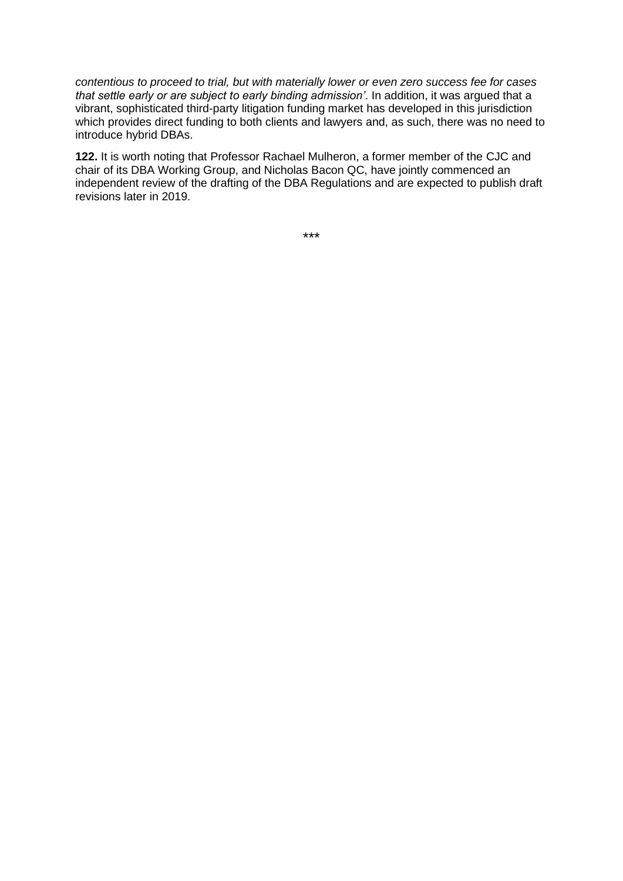*contentious to proceed to trial, but with materially lower or even zero success fee for cases that settle early or are subject to early binding admission'*. In addition, it was argued that a vibrant, sophisticated third-party litigation funding market has developed in this jurisdiction which provides direct funding to both clients and lawyers and, as such, there was no need to introduce hybrid DBAs.

**122.** It is worth noting that Professor Rachael Mulheron, a former member of the CJC and chair of its DBA Working Group, and Nicholas Bacon QC, have jointly commenced an independent review of the drafting of the DBA Regulations and are expected to publish draft revisions later in 2019.

***